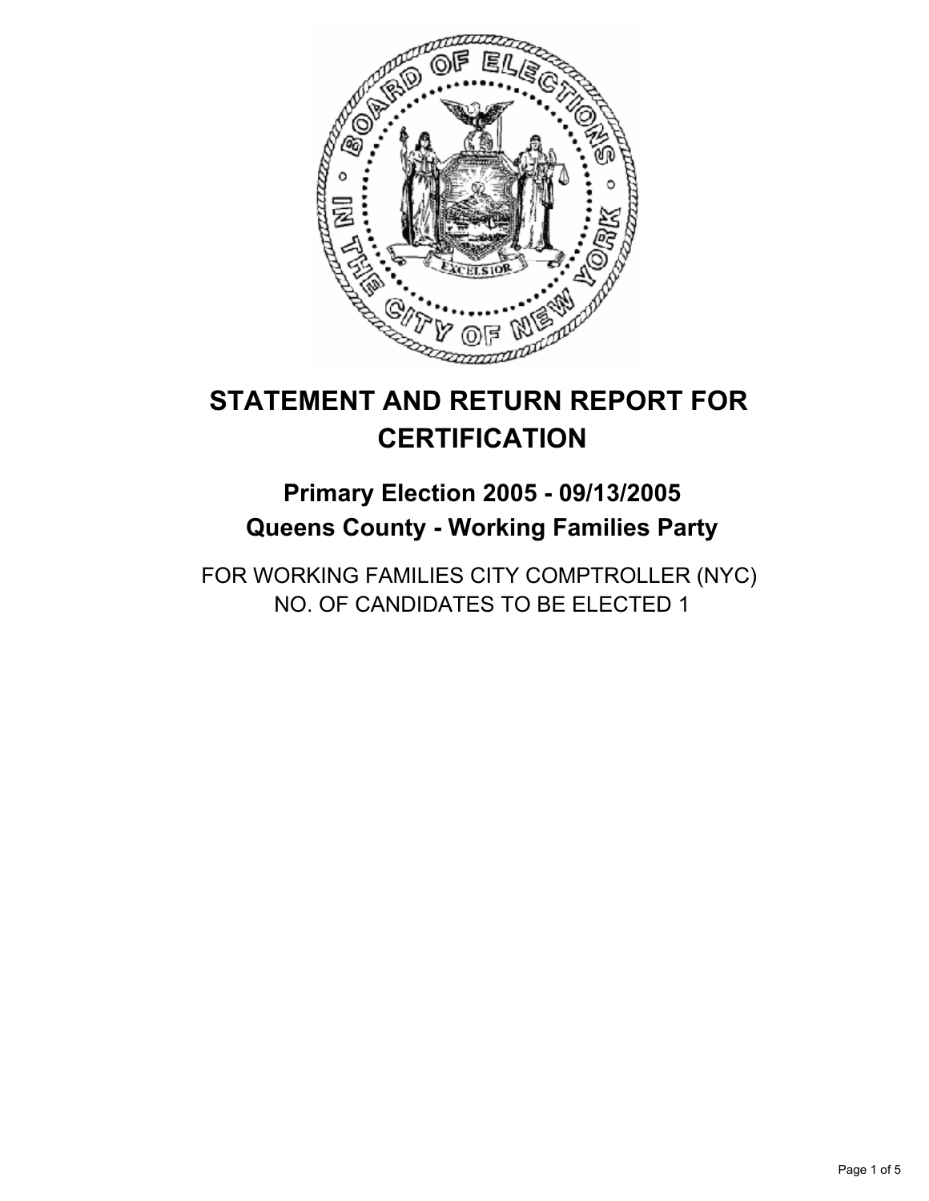# STATEMENT AND RETURN REPORT FOR CERTIFICATION

## Primary Election 2005 - 09/13/2005
## Queens County - Working Families Party

FOR WORKING FAMILIES CITY COMPTROLLER (NYC)
NO. OF CANDIDATES TO BE ELECTED 1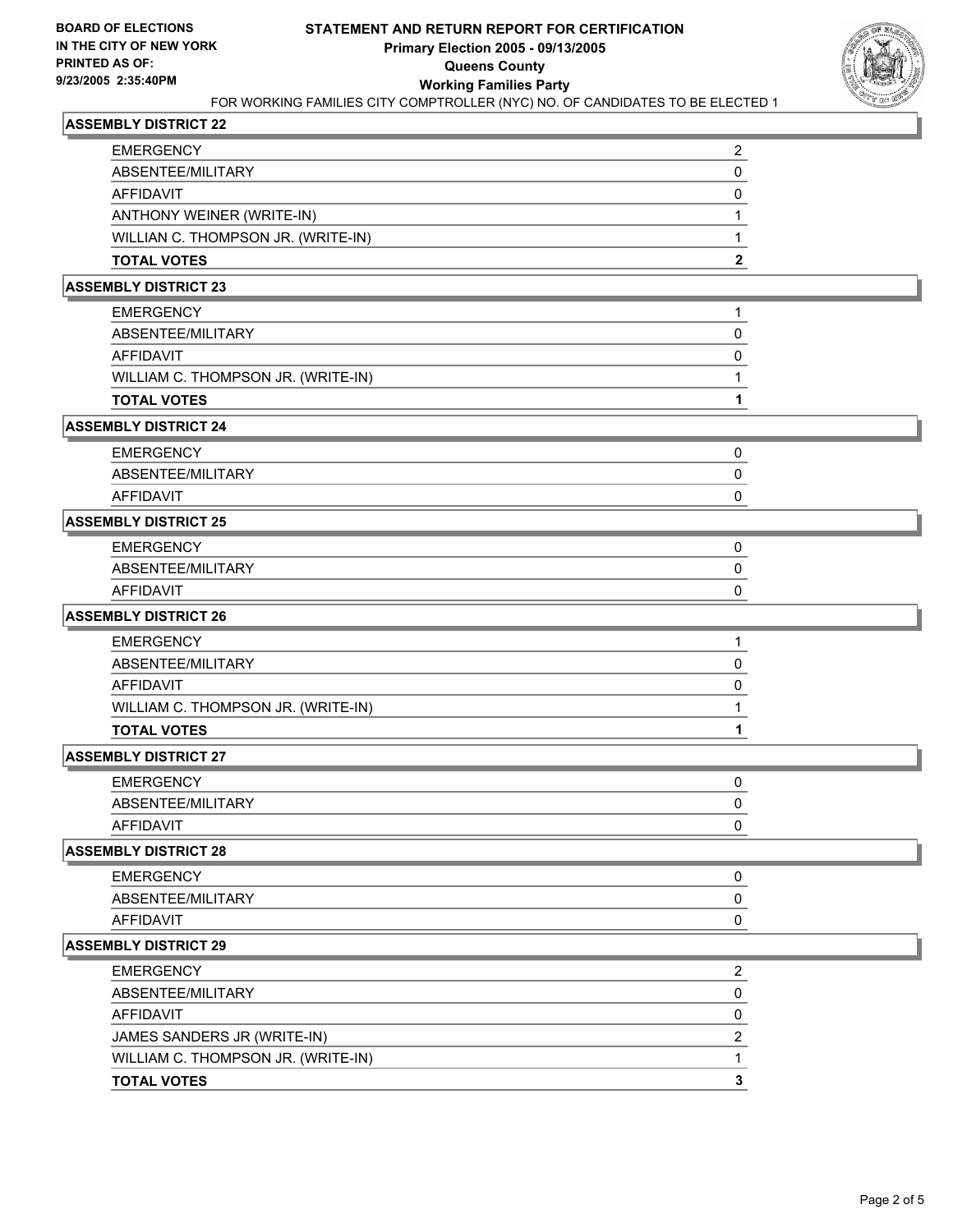**BOARD OF ELECTIONS IN THE CITY OF NEW YORK PRINTED AS OF: 9/23/2005 2:35:40PM**

# STATEMENT AND RETURN REPORT FOR CERTIFICATION
## Primary Election 2005 - 09/13/2005
## Queens County
## Working Families Party

FOR WORKING FAMILIES CITY COMPTROLLER (NYC) NO. OF CANDIDATES TO BE ELECTED 1

### ASSEMBLY DISTRICT 22

| | |
|---|---|
| EMERGENCY | 2 |
| ABSENTEE/MILITARY | 0 |
| AFFIDAVIT | 0 |
| ANTHONY WEINER (WRITE-IN) | 1 |
| WILLIAN C. THOMPSON JR. (WRITE-IN) | 1 |
| **TOTAL VOTES** | **2** |

### ASSEMBLY DISTRICT 23

| | |
|---|---|
| EMERGENCY | 1 |
| ABSENTEE/MILITARY | 0 |
| AFFIDAVIT | 0 |
| WILLIAM C. THOMPSON JR. (WRITE-IN) | 1 |
| **TOTAL VOTES** | **1** |

### ASSEMBLY DISTRICT 24

| | |
|---|---|
| EMERGENCY | 0 |
| ABSENTEE/MILITARY | 0 |
| AFFIDAVIT | 0 |

### ASSEMBLY DISTRICT 25

| | |
|---|---|
| EMERGENCY | 0 |
| ABSENTEE/MILITARY | 0 |
| AFFIDAVIT | 0 |

### ASSEMBLY DISTRICT 26

| | |
|---|---|
| EMERGENCY | 1 |
| ABSENTEE/MILITARY | 0 |
| AFFIDAVIT | 0 |
| WILLIAM C. THOMPSON JR. (WRITE-IN) | 1 |
| **TOTAL VOTES** | **1** |

### ASSEMBLY DISTRICT 27

| | |
|---|---|
| EMERGENCY | 0 |
| ABSENTEE/MILITARY | 0 |
| AFFIDAVIT | 0 |

### ASSEMBLY DISTRICT 28

| | |
|---|---|
| EMERGENCY | 0 |
| ABSENTEE/MILITARY | 0 |
| AFFIDAVIT | 0 |

### ASSEMBLY DISTRICT 29

| | |
|---|---|
| EMERGENCY | 2 |
| ABSENTEE/MILITARY | 0 |
| AFFIDAVIT | 0 |
| JAMES SANDERS JR (WRITE-IN) | 2 |
| WILLIAM C. THOMPSON JR. (WRITE-IN) | 1 |
| **TOTAL VOTES** | **3** |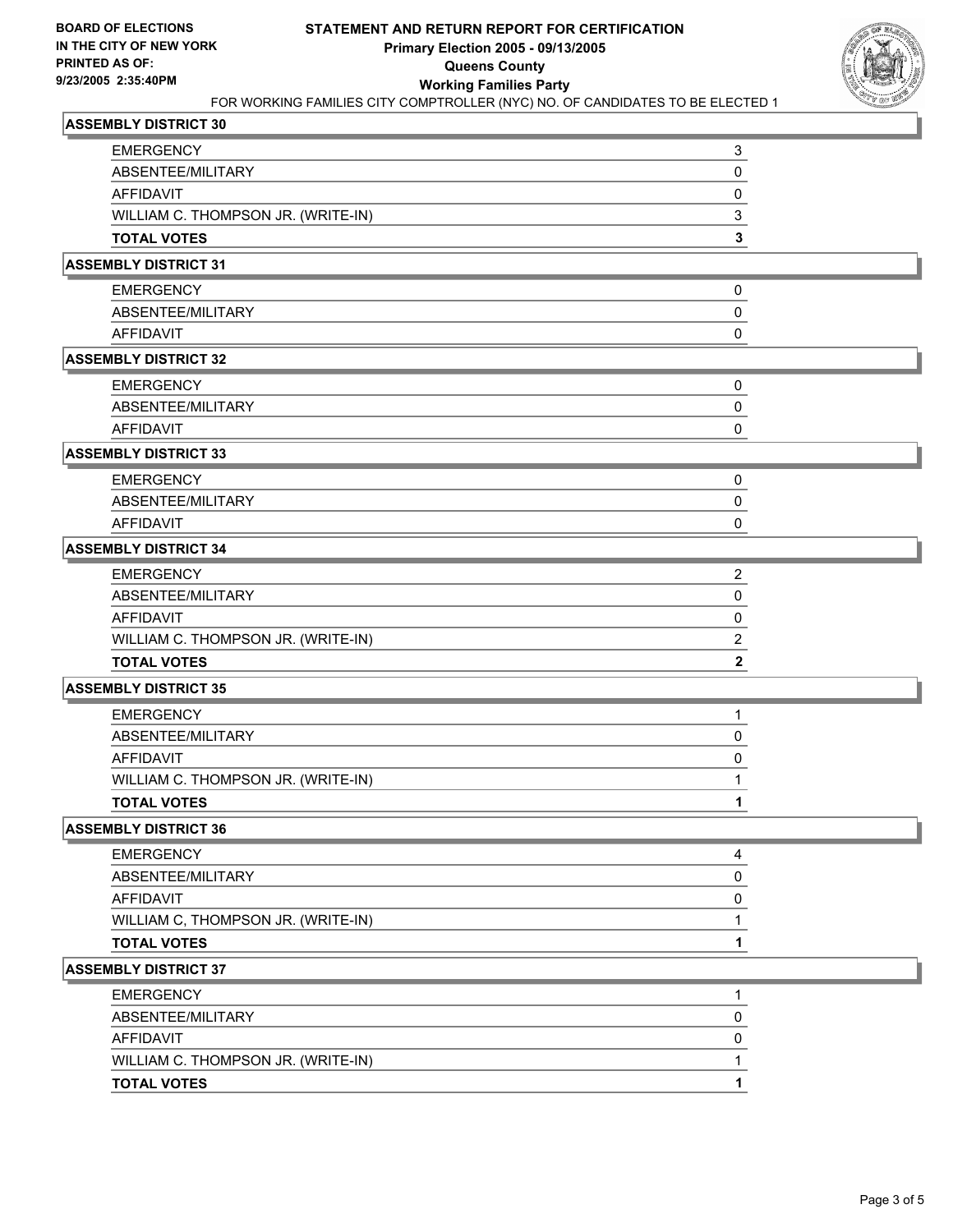BOARD OF ELECTIONS
IN THE CITY OF NEW YORK
PRINTED AS OF:
9/23/2005 2:35:40PM

# STATEMENT AND RETURN REPORT FOR CERTIFICATION
## Primary Election 2005 - 09/13/2005
## Queens County
## Working Families Party

FOR WORKING FAMILIES CITY COMPTROLLER (NYC) NO. OF CANDIDATES TO BE ELECTED 1

### ASSEMBLY DISTRICT 30

| | |
|---|---|
| EMERGENCY | 3 |
| ABSENTEE/MILITARY | 0 |
| AFFIDAVIT | 0 |
| WILLIAM C. THOMPSON JR. (WRITE-IN) | 3 |
| **TOTAL VOTES** | **3** |

### ASSEMBLY DISTRICT 31

| | |
|---|---|
| EMERGENCY | 0 |
| ABSENTEE/MILITARY | 0 |
| AFFIDAVIT | 0 |

### ASSEMBLY DISTRICT 32

| | |
|---|---|
| EMERGENCY | 0 |
| ABSENTEE/MILITARY | 0 |
| AFFIDAVIT | 0 |

### ASSEMBLY DISTRICT 33

| | |
|---|---|
| EMERGENCY | 0 |
| ABSENTEE/MILITARY | 0 |
| AFFIDAVIT | 0 |

### ASSEMBLY DISTRICT 34

| | |
|---|---|
| EMERGENCY | 2 |
| ABSENTEE/MILITARY | 0 |
| AFFIDAVIT | 0 |
| WILLIAM C. THOMPSON JR. (WRITE-IN) | 2 |
| **TOTAL VOTES** | **2** |

### ASSEMBLY DISTRICT 35

| | |
|---|---|
| EMERGENCY | 1 |
| ABSENTEE/MILITARY | 0 |
| AFFIDAVIT | 0 |
| WILLIAM C. THOMPSON JR. (WRITE-IN) | 1 |
| **TOTAL VOTES** | **1** |

### ASSEMBLY DISTRICT 36

| | |
|---|---|
| EMERGENCY | 4 |
| ABSENTEE/MILITARY | 0 |
| AFFIDAVIT | 0 |
| WILLIAM C, THOMPSON JR. (WRITE-IN) | 1 |
| **TOTAL VOTES** | **1** |

### ASSEMBLY DISTRICT 37

| | |
|---|---|
| EMERGENCY | 1 |
| ABSENTEE/MILITARY | 0 |
| AFFIDAVIT | 0 |
| WILLIAM C. THOMPSON JR. (WRITE-IN) | 1 |
| **TOTAL VOTES** | **1** |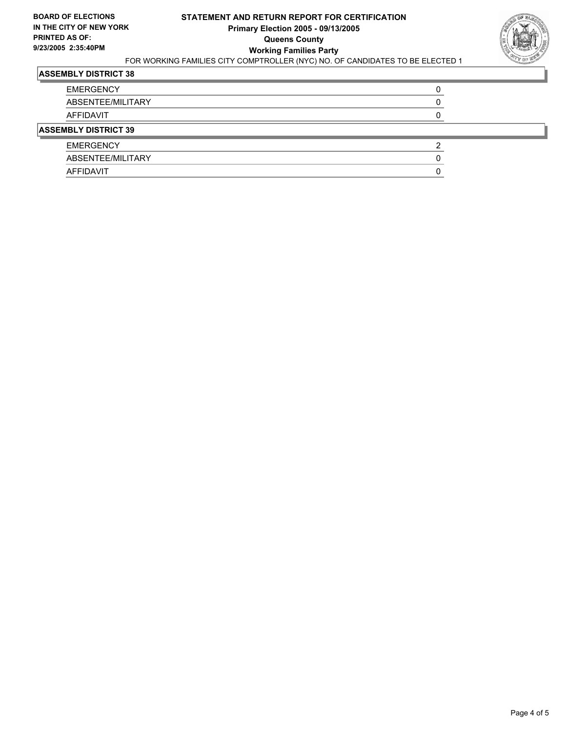**BOARD OF ELECTIONS IN THE CITY OF NEW YORK PRINTED AS OF: 9/23/2005 2:35:40PM**

# STATEMENT AND RETURN REPORT FOR CERTIFICATION

## Primary Election 2005 - 09/13/2005

## Queens County

## Working Families Party

FOR WORKING FAMILIES CITY COMPTROLLER (NYC) NO. OF CANDIDATES TO BE ELECTED 1

**ASSEMBLY DISTRICT 38**

| | |
|---|---|
| EMERGENCY | 0 |
| ABSENTEE/MILITARY | 0 |
| AFFIDAVIT | 0 |

**ASSEMBLY DISTRICT 39**

| | |
|---|---|
| EMERGENCY | 2 |
| ABSENTEE/MILITARY | 0 |
| AFFIDAVIT | 0 |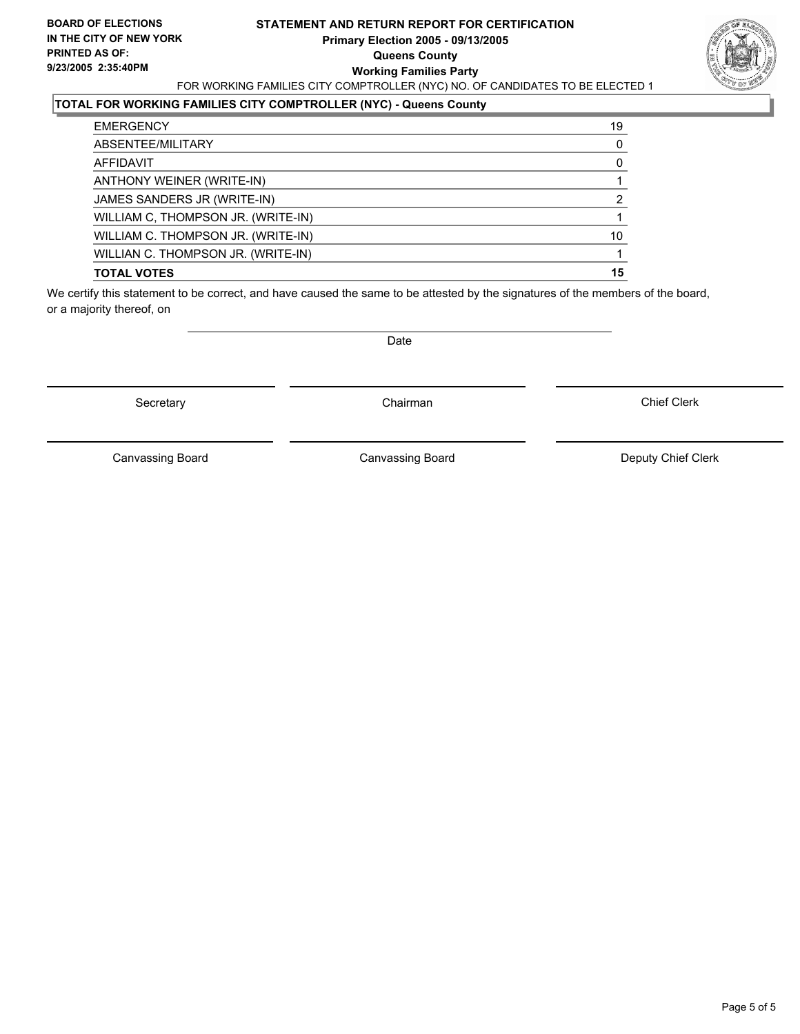**BOARD OF ELECTIONS IN THE CITY OF NEW YORK PRINTED AS OF: 9/23/2005 2:35:40PM**

# STATEMENT AND RETURN REPORT FOR CERTIFICATION
## Primary Election 2005 - 09/13/2005
## Queens County
## Working Families Party

FOR WORKING FAMILIES CITY COMPTROLLER (NYC) NO. OF CANDIDATES TO BE ELECTED 1

### TOTAL FOR WORKING FAMILIES CITY COMPTROLLER (NYC) - Queens County

| | |
|---|---|
| EMERGENCY | 19 |
| ABSENTEE/MILITARY | 0 |
| AFFIDAVIT | 0 |
| ANTHONY WEINER (WRITE-IN) | 1 |
| JAMES SANDERS JR (WRITE-IN) | 2 |
| WILLIAM C, THOMPSON JR. (WRITE-IN) | 1 |
| WILLIAM C. THOMPSON JR. (WRITE-IN) | 10 |
| WILLIAN C. THOMPSON JR. (WRITE-IN) | 1 |
| **TOTAL VOTES** | **15** |

We certify this statement to be correct, and have caused the same to be attested by the signatures of the members of the board, or a majority thereof, on

Date

Secretary | Chairman | Chief Clerk

Canvassing Board | Canvassing Board | Deputy Chief Clerk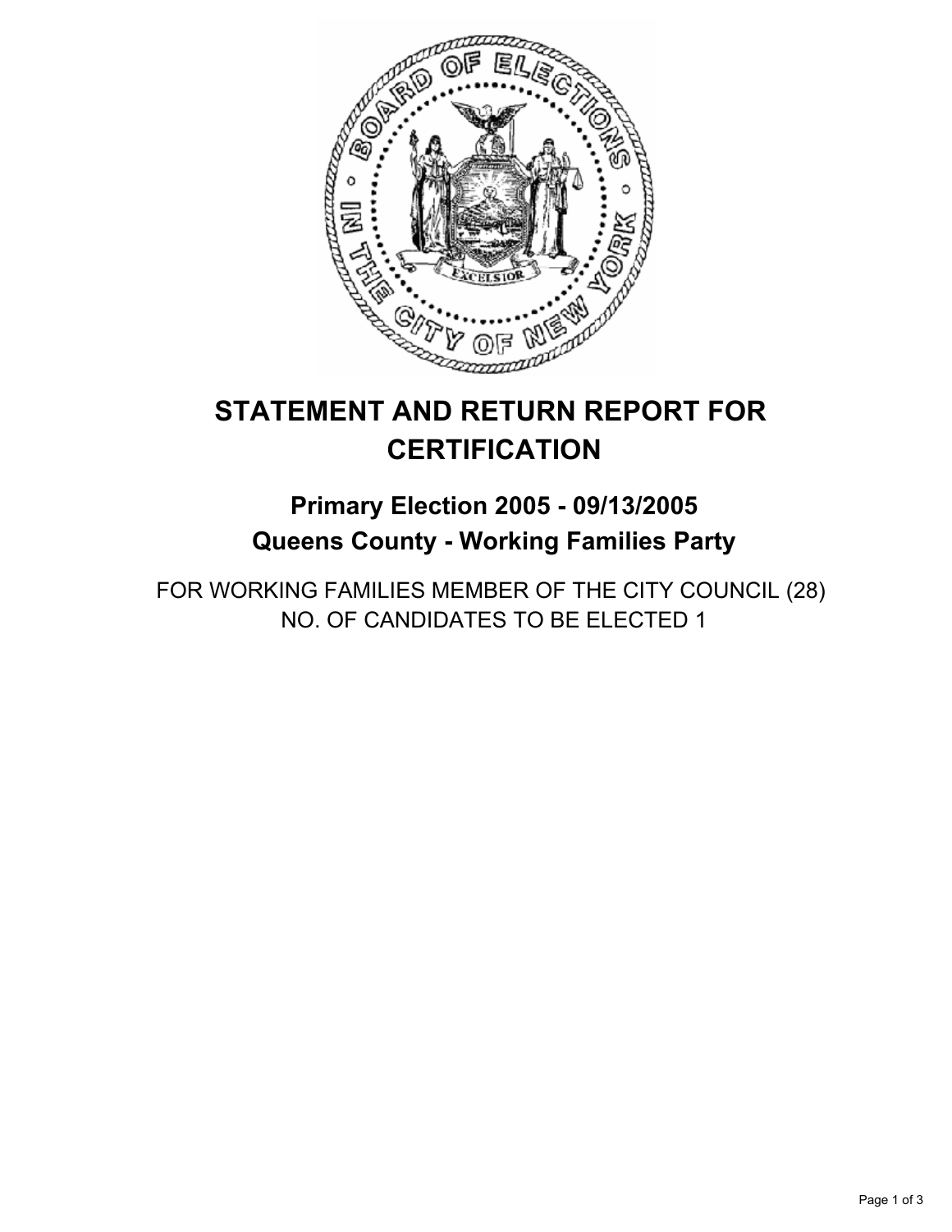# STATEMENT AND RETURN REPORT FOR CERTIFICATION

## Primary Election 2005 - 09/13/2005
## Queens County - Working Families Party

FOR WORKING FAMILIES MEMBER OF THE CITY COUNCIL (28)
NO. OF CANDIDATES TO BE ELECTED 1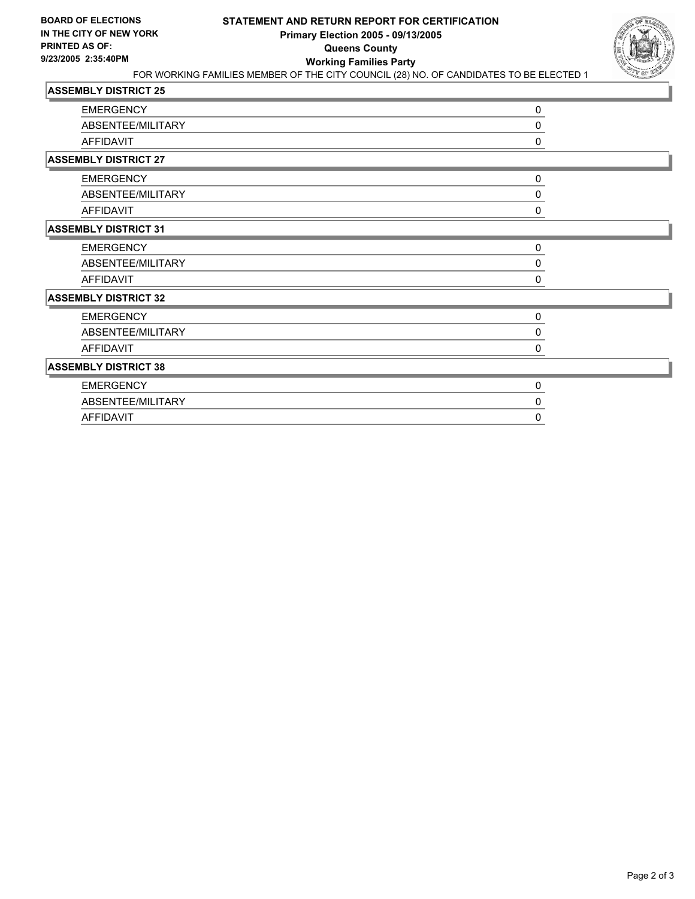**BOARD OF ELECTIONS IN THE CITY OF NEW YORK PRINTED AS OF: 9/23/2005 2:35:40PM**

# STATEMENT AND RETURN REPORT FOR CERTIFICATION

## Primary Election 2005 - 09/13/2005

## Queens County

## Working Families Party

FOR WORKING FAMILIES MEMBER OF THE CITY COUNCIL (28) NO. OF CANDIDATES TO BE ELECTED 1

### ASSEMBLY DISTRICT 25

| | |
|---|---|
| EMERGENCY | 0 |
| ABSENTEE/MILITARY | 0 |
| AFFIDAVIT | 0 |

### ASSEMBLY DISTRICT 27

| | |
|---|---|
| EMERGENCY | 0 |
| ABSENTEE/MILITARY | 0 |
| AFFIDAVIT | 0 |

### ASSEMBLY DISTRICT 31

| | |
|---|---|
| EMERGENCY | 0 |
| ABSENTEE/MILITARY | 0 |
| AFFIDAVIT | 0 |

### ASSEMBLY DISTRICT 32

| | |
|---|---|
| EMERGENCY | 0 |
| ABSENTEE/MILITARY | 0 |
| AFFIDAVIT | 0 |

### ASSEMBLY DISTRICT 38

| | |
|---|---|
| EMERGENCY | 0 |
| ABSENTEE/MILITARY | 0 |
| AFFIDAVIT | 0 |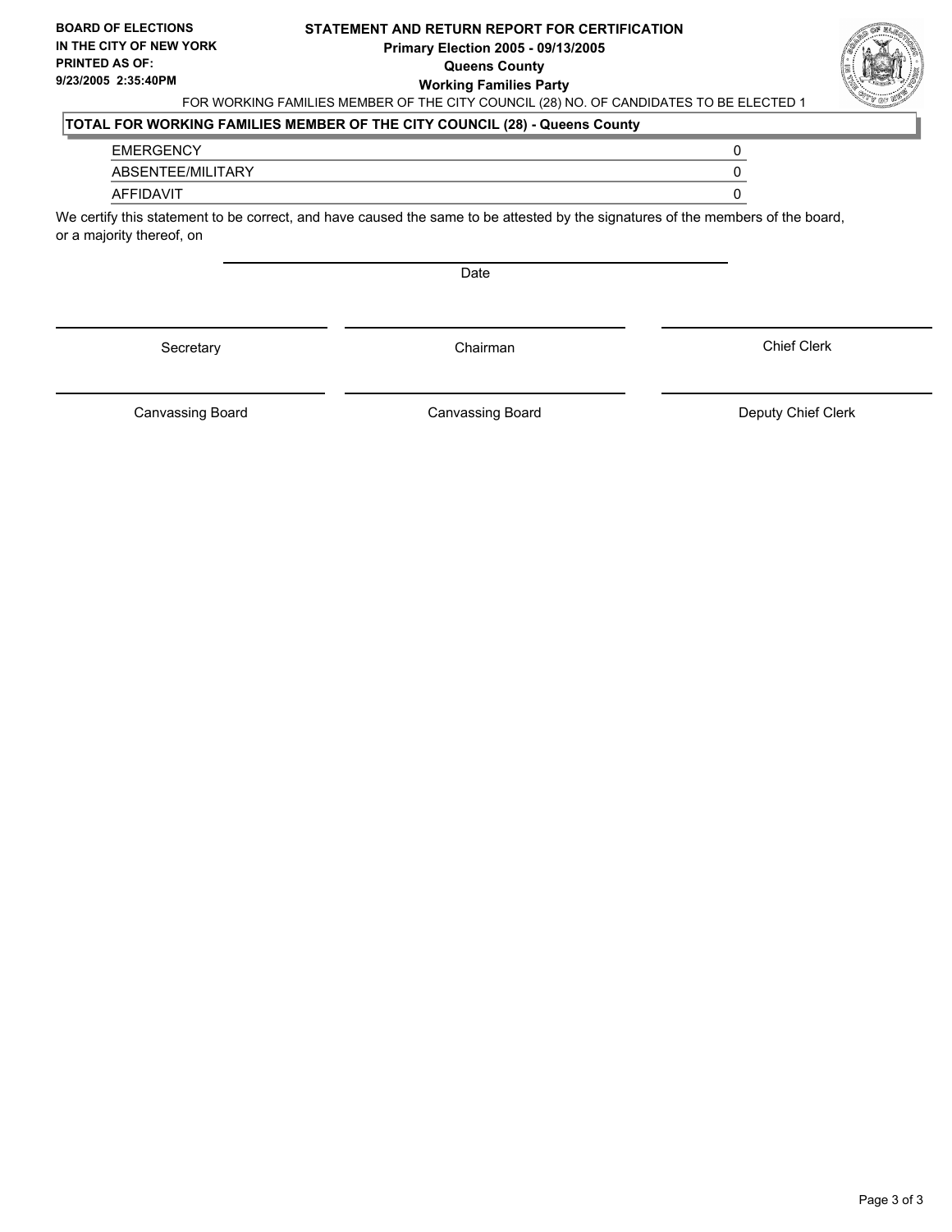**BOARD OF ELECTIONS IN THE CITY OF NEW YORK PRINTED AS OF: 9/23/2005 2:35:40PM**

# STATEMENT AND RETURN REPORT FOR CERTIFICATION
## Primary Election 2005 - 09/13/2005
## Queens County
## Working Families Party

FOR WORKING FAMILIES MEMBER OF THE CITY COUNCIL (28) NO. OF CANDIDATES TO BE ELECTED 1

**TOTAL FOR WORKING FAMILIES MEMBER OF THE CITY COUNCIL (28) - Queens County**

| | |
|---|---|
| EMERGENCY | 0 |
| ABSENTEE/MILITARY | 0 |
| AFFIDAVIT | 0 |

We certify this statement to be correct, and have caused the same to be attested by the signatures of the members of the board, or a majority thereof, on

Date

Secretary | Chairman | Chief Clerk

Canvassing Board | Canvassing Board | Deputy Chief Clerk